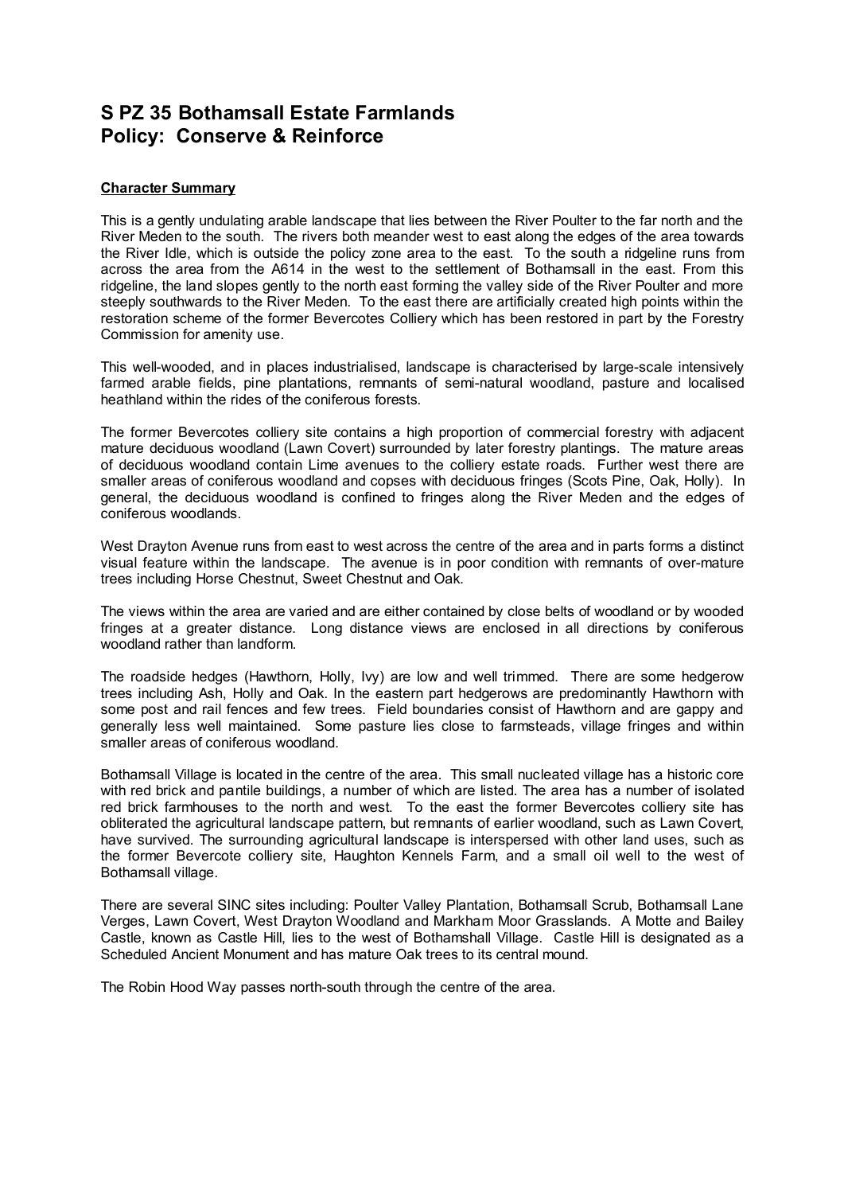# S PZ 35 Bothamsall Estate Farmlands
# Policy: Conserve & Reinforce

**Character Summary**

This is a gently undulating arable landscape that lies between the River Poulter to the far north and the River Meden to the south. The rivers both meander west to east along the edges of the area towards the River Idle, which is outside the policy zone area to the east. To the south a ridgeline runs from across the area from the A614 in the west to the settlement of Bothamsall in the east. From this ridgeline, the land slopes gently to the north east forming the valley side of the River Poulter and more steeply southwards to the River Meden. To the east there are artificially created high points within the restoration scheme of the former Bevercotes Colliery which has been restored in part by the Forestry Commission for amenity use.

This well-wooded, and in places industrialised, landscape is characterised by large-scale intensively farmed arable fields, pine plantations, remnants of semi-natural woodland, pasture and localised heathland within the rides of the coniferous forests.

The former Bevercotes colliery site contains a high proportion of commercial forestry with adjacent mature deciduous woodland (Lawn Covert) surrounded by later forestry plantings. The mature areas of deciduous woodland contain Lime avenues to the colliery estate roads. Further west there are smaller areas of coniferous woodland and copses with deciduous fringes (Scots Pine, Oak, Holly). In general, the deciduous woodland is confined to fringes along the River Meden and the edges of coniferous woodlands.

West Drayton Avenue runs from east to west across the centre of the area and in parts forms a distinct visual feature within the landscape. The avenue is in poor condition with remnants of over-mature trees including Horse Chestnut, Sweet Chestnut and Oak.

The views within the area are varied and are either contained by close belts of woodland or by wooded fringes at a greater distance. Long distance views are enclosed in all directions by coniferous woodland rather than landform.

The roadside hedges (Hawthorn, Holly, Ivy) are low and well trimmed. There are some hedgerow trees including Ash, Holly and Oak. In the eastern part hedgerows are predominantly Hawthorn with some post and rail fences and few trees. Field boundaries consist of Hawthorn and are gappy and generally less well maintained. Some pasture lies close to farmsteads, village fringes and within smaller areas of coniferous woodland.

Bothamsall Village is located in the centre of the area. This small nucleated village has a historic core with red brick and pantile buildings, a number of which are listed. The area has a number of isolated red brick farmhouses to the north and west. To the east the former Bevercotes colliery site has obliterated the agricultural landscape pattern, but remnants of earlier woodland, such as Lawn Covert, have survived. The surrounding agricultural landscape is interspersed with other land uses, such as the former Bevercote colliery site, Haughton Kennels Farm, and a small oil well to the west of Bothamsall village.

There are several SINC sites including: Poulter Valley Plantation, Bothamsall Scrub, Bothamsall Lane Verges, Lawn Covert, West Drayton Woodland and Markham Moor Grasslands. A Motte and Bailey Castle, known as Castle Hill, lies to the west of Bothamshall Village. Castle Hill is designated as a Scheduled Ancient Monument and has mature Oak trees to its central mound.

The Robin Hood Way passes north-south through the centre of the area.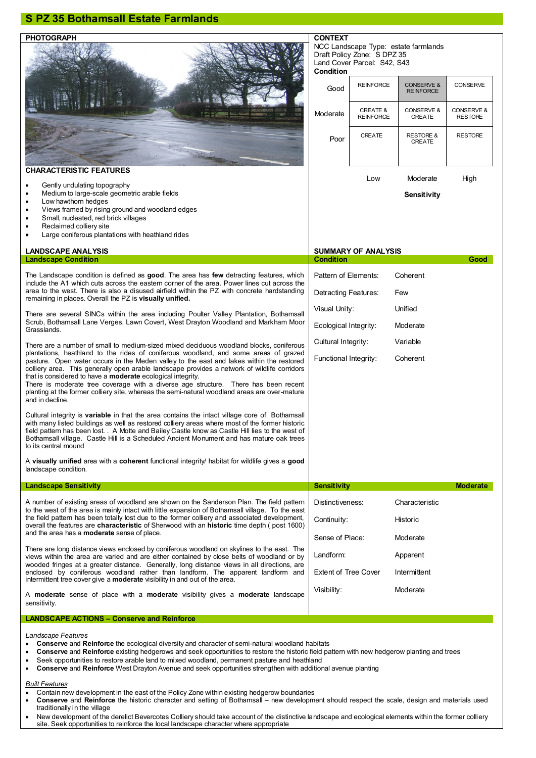# S PZ 35 Bothamsall Estate Farmlands

## PHOTOGRAPH

## CONTEXT

NCC Landscape Type: estate farmlands
Draft Policy Zone: S DPZ 35
Land Cover Parcel: S42, S43

**Condition**

| | | | |
|---|---|---|---|
| Good | REINFORCE | CONSERVE & REINFORCE | CONSERVE |
| Moderate | CREATE & REINFORCE | CONSERVE & CREATE | CONSERVE & RESTORE |
| Poor | CREATE | RESTORE & CREATE | RESTORE |
| | Low | Moderate | High |

**Sensitivity**

## CHARACTERISTIC FEATURES

- Gently undulating topography
- Medium to large-scale geometric arable fields
- Low hawthorn hedges
- Views framed by rising ground and woodland edges
- Small, nucleated, red brick villages
- Reclaimed colliery site
- Large coniferous plantations with heathland rides

## LANDSCAPE ANALYSIS

### Landscape Condition

The Landscape condition is defined as **good**. The area has **few** detracting features, which include the A1 which cuts across the eastern corner of the area. Power lines cut across the area to the west. There is also a disused airfield within the PZ with concrete hardstanding remaining in places. Overall the PZ is **visually unified.**

There are several SINCs within the area including Poulter Valley Plantation, Bothamsall Scrub, Bothamsall Lane Verges, Lawn Covert, West Drayton Woodland and Markham Moor Grasslands.

There are a number of small to medium-sized mixed deciduous woodland blocks, coniferous plantations, heathland to the rides of coniferous woodland, and some areas of grazed pasture. Open water occurs in the Meden valley to the east and lakes within the restored colliery area. This generally open arable landscape provides a network of wildlife corridors that is considered to have a **moderate** ecological integrity.
There is moderate tree coverage with a diverse age structure. There has been recent planting at the former colliery site, whereas the semi-natural woodland areas are over-mature and in decline.

Cultural integrity is **variable** in that the area contains the intact village core of Bothamsall with many listed buildings as well as restored colliery areas where most of the former historic field pattern has been lost. . A Motte and Bailey Castle know as Castle Hill lies to the west of Bothamsall village. Castle Hill is a Scheduled Ancient Monument and has mature oak trees to its central mound

A **visually unified** area with a **coherent** functional integrity/ habitat for wildlife gives a **good** landscape condition.

## SUMMARY OF ANALYSIS

| Condition | Good |
|---|---|
| Pattern of Elements: | Coherent |
| Detracting Features: | Few |
| Visual Unity: | Unified |
| Ecological Integrity: | Moderate |
| Cultural Integrity: | Variable |
| Functional Integrity: | Coherent |

### Landscape Sensitivity

A number of existing areas of woodland are shown on the Sanderson Plan. The field pattern to the west of the area is mainly intact with little expansion of Bothamsall village. To the east the field pattern has been totally lost due to the former colliery and associated development, overall the features are **characteristic** of Sherwood with an **historic** time depth ( post 1600) and the area has a **moderate** sense of place.

There are long distance views enclosed by coniferous woodland on skylines to the east. The views within the area are varied and are either contained by close belts of woodland or by wooded fringes at a greater distance. Generally, long distance views in all directions, are enclosed by coniferous woodland rather than landform. The apparent landform and intermittent tree cover give a **moderate** visibility in and out of the area.

A **moderate** sense of place with a **moderate** visibility gives a **moderate** landscape sensitivity.

| Sensitivity | Moderate |
|---|---|
| Distinctiveness: | Characteristic |
| Continuity: | Historic |
| Sense of Place: | Moderate |
| Landform: | Apparent |
| Extent of Tree Cover | Intermittent |
| Visibility: | Moderate |

## LANDSCAPE ACTIONS – Conserve and Reinforce

*Landscape Features*

- **Conserve** and **Reinforce** the ecological diversity and character of semi-natural woodland habitats
- **Conserve** and **Reinforce** existing hedgerows and seek opportunities to restore the historic field pattern with new hedgerow planting and trees
- Seek opportunities to restore arable land to mixed woodland, permanent pasture and heathland
- **Conserve** and **Reinforce** West Drayton Avenue and seek opportunities strengthen with additional avenue planting

*Built Features*

- Contain new development in the east of the Policy Zone within existing hedgerow boundaries
- **Conserve** and **Reinforce** the historic character and setting of Bothamsall – new development should respect the scale, design and materials used traditionally in the village
- New development of the derelict Bevercotes Colliery should take account of the distinctive landscape and ecological elements within the former colliery site. Seek opportunities to reinforce the local landscape character where appropriate